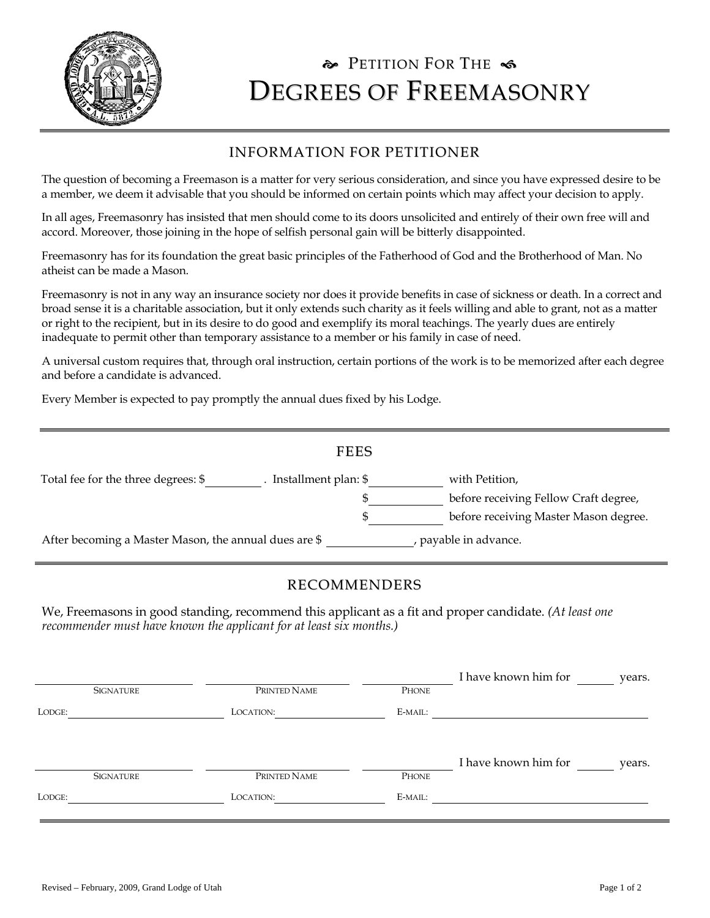# Petition For The Degrees of Freemasonry

## INFORMATION FOR PETITIONER

The question of becoming a Freemason is a matter for very serious consideration, and since you have expressed desire to be a member, we deem it advisable that you should be informed on certain points which may affect your decision to apply.

In all ages, Freemasonry has insisted that men should come to its doors unsolicited and entirely of their own free will and accord. Moreover, those joining in the hope of selfish personal gain will be bitterly disappointed.

Freemasonry has for its foundation the great basic principles of the Fatherhood of God and the Brotherhood of Man. No atheist can be made a Mason.

Freemasonry is not in any way an insurance society nor does it provide benefits in case of sickness or death. In a correct and broad sense it is a charitable association, but it only extends such charity as it feels willing and able to grant, not as a matter or right to the recipient, but in its desire to do good and exemplify its moral teachings. The yearly dues are entirely inadequate to permit other than temporary assistance to a member or his family in case of need.

A universal custom requires that, through oral instruction, certain portions of the work is to be memorized after each degree and before a candidate is advanced.

Every Member is expected to pay promptly the annual dues fixed by his Lodge.

## FEES

Total fee for the three degrees: $________ . Installment plan: $__________ with Petition,

$__________ before receiving Fellow Craft degree,

$__________ before receiving Master Mason degree.

After becoming a Master Mason, the annual dues are $ ____________, payable in advance.

## RECOMMENDERS

We, Freemasons in good standing, recommend this applicant as a fit and proper candidate. *(At least one recommender must have known the applicant for at least six months.)*

______________________ ______________________ ____________ I have known him for ______ years.
SIGNATURE PRINTED NAME PHONE

LODGE: ____________________ LOCATION: ________________ E-MAIL: ______________________________

______________________ ______________________ ____________ I have known him for ______ years.
SIGNATURE PRINTED NAME PHONE

LODGE: ____________________ LOCATION: ________________ E-MAIL: ______________________________

Revised – February, 2009, Grand Lodge of Utah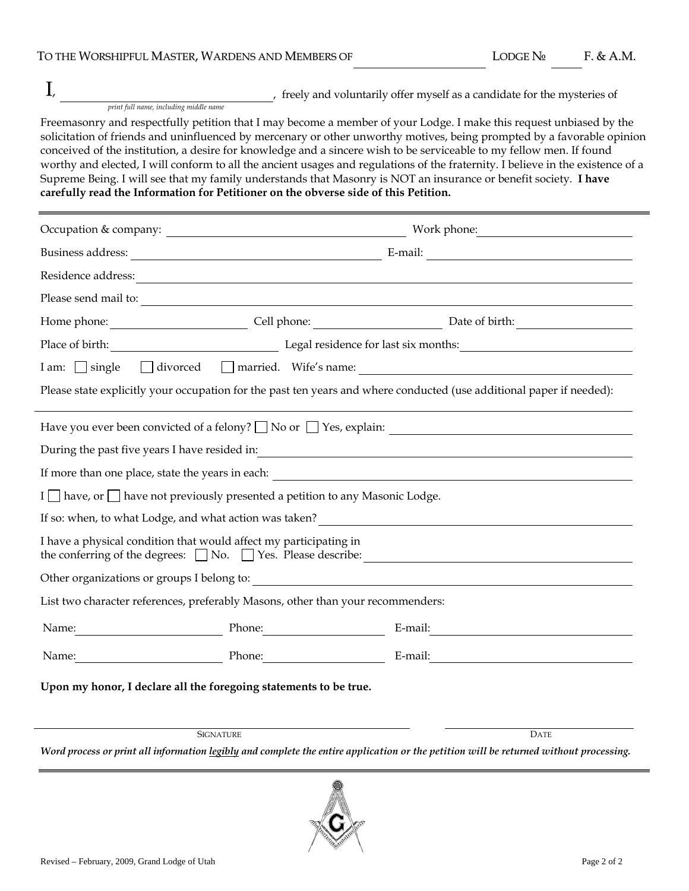TO THE WORSHIPFUL MASTER, WARDENS AND MEMBERS OF \_\_\_\_\_\_\_\_\_\_\_\_\_\_\_\_\_\_\_\_ LODGE № \_\_\_\_\_ F. & A.M.

I, \_\_\_\_\_\_\_\_\_\_\_\_\_\_\_\_\_\_\_\_\_\_\_\_\_\_\_\_\_\_\_\_\_\_\_\_\_\_, freely and voluntarily offer myself as a candidate for the mysteries of

*print full name, including middle name*

Freemasonry and respectfully petition that I may become a member of your Lodge. I make this request unbiased by the solicitation of friends and uninfluenced by mercenary or other unworthy motives, being prompted by a favorable opinion conceived of the institution, a desire for knowledge and a sincere wish to be serviceable to my fellow men. If found worthy and elected, I will conform to all the ancient usages and regulations of the fraternity. I believe in the existence of a Supreme Being. I will see that my family understands that Masonry is NOT an insurance or benefit society. **I have carefully read the Information for Petitioner on the obverse side of this Petition.**

---

Occupation & company: \_\_\_\_\_\_\_\_\_\_\_\_\_\_\_\_\_\_\_\_\_\_\_\_\_\_\_\_\_\_\_\_\_\_\_\_\_\_\_\_ Work phone: \_\_\_\_\_\_\_\_\_\_\_\_\_\_\_\_\_\_\_\_\_\_\_\_

Business address: \_\_\_\_\_\_\_\_\_\_\_\_\_\_\_\_\_\_\_\_\_\_\_\_\_\_\_\_\_\_\_\_\_\_\_\_\_\_\_\_ E-mail: \_\_\_\_\_\_\_\_\_\_\_\_\_\_\_\_\_\_\_\_\_\_\_\_\_\_\_\_\_\_

Residence address: \_\_\_\_\_\_\_\_\_\_\_\_\_\_\_\_\_\_\_\_\_\_\_\_\_\_\_\_\_\_\_\_\_\_\_\_\_\_\_\_\_\_\_\_\_\_\_\_\_\_\_\_\_\_\_\_\_\_\_\_\_\_\_\_\_\_\_\_\_\_\_\_\_\_

Please send mail to: \_\_\_\_\_\_\_\_\_\_\_\_\_\_\_\_\_\_\_\_\_\_\_\_\_\_\_\_\_\_\_\_\_\_\_\_\_\_\_\_\_\_\_\_\_\_\_\_\_\_\_\_\_\_\_\_\_\_\_\_\_\_\_\_\_\_\_\_\_\_\_\_\_\_

Home phone: \_\_\_\_\_\_\_\_\_\_\_\_\_\_\_\_\_\_\_\_\_\_ Cell phone: \_\_\_\_\_\_\_\_\_\_\_\_\_\_\_\_\_\_\_\_ Date of birth: \_\_\_\_\_\_\_\_\_\_\_\_\_\_\_\_\_\_\_\_

Place of birth: \_\_\_\_\_\_\_\_\_\_\_\_\_\_\_\_\_\_\_\_\_\_\_\_\_\_\_\_ Legal residence for last six months: \_\_\_\_\_\_\_\_\_\_\_\_\_\_\_\_\_\_\_\_\_\_\_\_\_\_\_\_

I am: ☐ single ☐ divorced ☐ married. Wife's name: \_\_\_\_\_\_\_\_\_\_\_\_\_\_\_\_\_\_\_\_\_\_\_\_\_\_\_\_\_\_\_\_\_\_\_\_\_\_\_\_\_\_\_\_\_\_

Please state explicitly your occupation for the past ten years and where conducted (use additional paper if needed):

\_\_\_\_\_\_\_\_\_\_\_\_\_\_\_\_\_\_\_\_\_\_\_\_\_\_\_\_\_\_\_\_\_\_\_\_\_\_\_\_\_\_\_\_\_\_\_\_\_\_\_\_\_\_\_\_\_\_\_\_\_\_\_\_\_\_\_\_\_\_\_\_\_\_\_\_\_\_\_\_\_\_\_\_\_\_\_\_\_\_\_\_

Have you ever been convicted of a felony? ☐ No or ☐ Yes, explain: \_\_\_\_\_\_\_\_\_\_\_\_\_\_\_\_\_\_\_\_\_\_\_\_\_\_\_\_\_\_\_\_\_\_\_\_\_\_\_\_

During the past five years I have resided in: \_\_\_\_\_\_\_\_\_\_\_\_\_\_\_\_\_\_\_\_\_\_\_\_\_\_\_\_\_\_\_\_\_\_\_\_\_\_\_\_\_\_\_\_\_\_\_\_\_\_\_\_\_\_\_\_

If more than one place, state the years in each: \_\_\_\_\_\_\_\_\_\_\_\_\_\_\_\_\_\_\_\_\_\_\_\_\_\_\_\_\_\_\_\_\_\_\_\_\_\_\_\_\_\_\_\_\_\_\_\_\_\_\_\_\_

I ☐ have, or ☐ have not previously presented a petition to any Masonic Lodge.

If so: when, to what Lodge, and what action was taken? \_\_\_\_\_\_\_\_\_\_\_\_\_\_\_\_\_\_\_\_\_\_\_\_\_\_\_\_\_\_\_\_\_\_\_\_\_\_\_\_\_\_\_\_\_\_\_\_

I have a physical condition that would affect my participating in the conferring of the degrees: ☐ No. ☐ Yes. Please describe: \_\_\_\_\_\_\_\_\_\_\_\_\_\_\_\_\_\_\_\_\_\_\_\_\_\_\_\_\_\_\_\_\_\_\_\_\_\_\_\_

Other organizations or groups I belong to: \_\_\_\_\_\_\_\_\_\_\_\_\_\_\_\_\_\_\_\_\_\_\_\_\_\_\_\_\_\_\_\_\_\_\_\_\_\_\_\_\_\_\_\_\_\_\_\_\_\_\_\_\_\_\_\_\_\_\_

List two character references, preferably Masons, other than your recommenders:

Name: \_\_\_\_\_\_\_\_\_\_\_\_\_\_\_\_\_\_\_\_\_\_\_\_ Phone: \_\_\_\_\_\_\_\_\_\_\_\_\_\_\_\_\_\_\_\_ E-mail: \_\_\_\_\_\_\_\_\_\_\_\_\_\_\_\_\_\_\_\_\_\_\_\_\_\_\_\_\_\_\_\_\_\_

Name: \_\_\_\_\_\_\_\_\_\_\_\_\_\_\_\_\_\_\_\_\_\_\_\_ Phone: \_\_\_\_\_\_\_\_\_\_\_\_\_\_\_\_\_\_\_\_ E-mail: \_\_\_\_\_\_\_\_\_\_\_\_\_\_\_\_\_\_\_\_\_\_\_\_\_\_\_\_\_\_\_\_\_\_

**Upon my honor, I declare all the foregoing statements to be true.**

\_\_\_\_\_\_\_\_\_\_\_\_\_\_\_\_\_\_\_\_\_\_\_\_\_\_\_\_\_\_\_\_\_\_\_\_\_\_\_\_\_\_\_\_\_\_\_\_\_\_\_\_\_\_\_\_\_\_\_\_ \_\_\_\_\_\_\_\_\_\_\_\_\_\_\_\_\_\_\_\_\_\_\_\_\_\_\_\_\_\_

SIGNATURE DATE

***Word process or print all information legibly and complete the entire application or the petition will be returned without processing.***

Revised – February, 2009, Grand Lodge of Utah